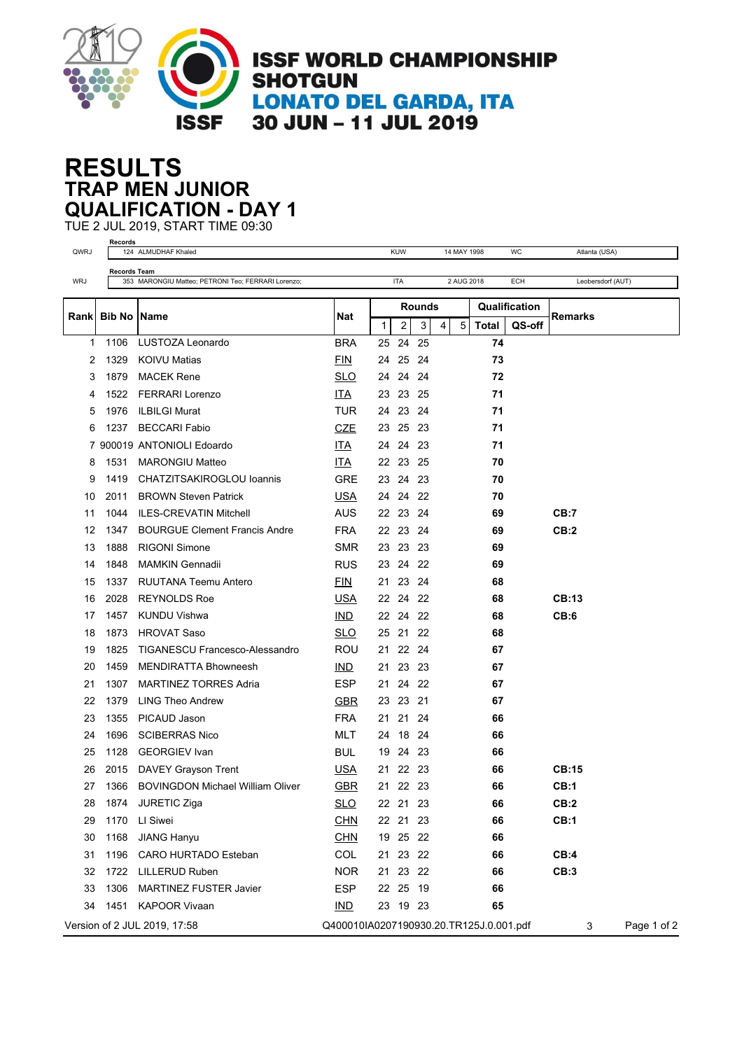# ISSF WORLD CHAMPIONSHIP SHOTGUN

## LONATO DEL GARDA, ITA

## 30 JUN – 11 JUL 2019

# RESULTS

## TRAP MEN JUNIOR

## QUALIFICATION - DAY 1

TUE 2 JUL 2019, START TIME 09:30

| | Records | | | | |
|---|---|---|---|---|---|
| QWRJ | 124 ALMUDHAF Khaled | KUW | 14 MAY 1998 | WC | Atlanta (USA) |

| | Records Team | | | | |
|---|---|---|---|---|---|
| WRJ | 353 MARONGIU Matteo; PETRONI Teo; FERRARI Lorenzo; | ITA | 2 AUG 2018 | ECH | Leobersdorf (AUT) |

| Rank | Bib No | Name | Nat | Rounds | | | | | Qualification | | Remarks |
|---|---|---|---|---|---|---|---|---|---|---|---|
| | | | | 1 | 2 | 3 | 4 | 5 | Total | QS-off | |
| 1 | 1106 | LUSTOZA Leonardo | BRA | 25 | 24 | 25 | | | 74 | | |
| 2 | 1329 | KOIVU Matias | FIN | 24 | 25 | 24 | | | 73 | | |
| 3 | 1879 | MACEK Rene | SLO | 24 | 24 | 24 | | | 72 | | |
| 4 | 1522 | FERRARI Lorenzo | ITA | 23 | 23 | 25 | | | 71 | | |
| 5 | 1976 | ILBILGI Murat | TUR | 24 | 23 | 24 | | | 71 | | |
| 6 | 1237 | BECCARI Fabio | CZE | 23 | 25 | 23 | | | 71 | | |
| 7 | 900019 | ANTONIOLI Edoardo | ITA | 24 | 24 | 23 | | | 71 | | |
| 8 | 1531 | MARONGIU Matteo | ITA | 22 | 23 | 25 | | | 70 | | |
| 9 | 1419 | CHATZITSAKIROGLOU Ioannis | GRE | 23 | 24 | 23 | | | 70 | | |
| 10 | 2011 | BROWN Steven Patrick | USA | 24 | 24 | 22 | | | 70 | | |
| 11 | 1044 | ILES-CREVATIN Mitchell | AUS | 22 | 23 | 24 | | | 69 | | CB:7 |
| 12 | 1347 | BOURGUE Clement Francis Andre | FRA | 22 | 23 | 24 | | | 69 | | CB:2 |
| 13 | 1888 | RIGONI Simone | SMR | 23 | 23 | 23 | | | 69 | | |
| 14 | 1848 | MAMKIN Gennadii | RUS | 23 | 24 | 22 | | | 69 | | |
| 15 | 1337 | RUUTANA Teemu Antero | FIN | 21 | 23 | 24 | | | 68 | | |
| 16 | 2028 | REYNOLDS Roe | USA | 22 | 24 | 22 | | | 68 | | CB:13 |
| 17 | 1457 | KUNDU Vishwa | IND | 22 | 24 | 22 | | | 68 | | CB:6 |
| 18 | 1873 | HROVAT Saso | SLO | 25 | 21 | 22 | | | 68 | | |
| 19 | 1825 | TIGANESCU Francesco-Alessandro | ROU | 21 | 22 | 24 | | | 67 | | |
| 20 | 1459 | MENDIRATTA Bhowneesh | IND | 21 | 23 | 23 | | | 67 | | |
| 21 | 1307 | MARTINEZ TORRES Adria | ESP | 21 | 24 | 22 | | | 67 | | |
| 22 | 1379 | LING Theo Andrew | GBR | 23 | 23 | 21 | | | 67 | | |
| 23 | 1355 | PICAUD Jason | FRA | 21 | 21 | 24 | | | 66 | | |
| 24 | 1696 | SCIBERRAS Nico | MLT | 24 | 18 | 24 | | | 66 | | |
| 25 | 1128 | GEORGIEV Ivan | BUL | 19 | 24 | 23 | | | 66 | | |
| 26 | 2015 | DAVEY Grayson Trent | USA | 21 | 22 | 23 | | | 66 | | CB:15 |
| 27 | 1366 | BOVINGDON Michael William Oliver | GBR | 21 | 22 | 23 | | | 66 | | CB:1 |
| 28 | 1874 | JURETIC Ziga | SLO | 22 | 21 | 23 | | | 66 | | CB:2 |
| 29 | 1170 | LI Siwei | CHN | 22 | 21 | 23 | | | 66 | | CB:1 |
| 30 | 1168 | JIANG Hanyu | CHN | 19 | 25 | 22 | | | 66 | | |
| 31 | 1196 | CARO HURTADO Esteban | COL | 21 | 23 | 22 | | | 66 | | CB:4 |
| 32 | 1722 | LILLERUD Ruben | NOR | 21 | 23 | 22 | | | 66 | | CB:3 |
| 33 | 1306 | MARTINEZ FUSTER Javier | ESP | 22 | 25 | 19 | | | 66 | | |
| 34 | 1451 | KAPOOR Vivaan | IND | 23 | 19 | 23 | | | 65 | | |

Version of 2 JUL 2019, 17:58 Q400010IA0207190930.20.TR125J.0.001.pdf 3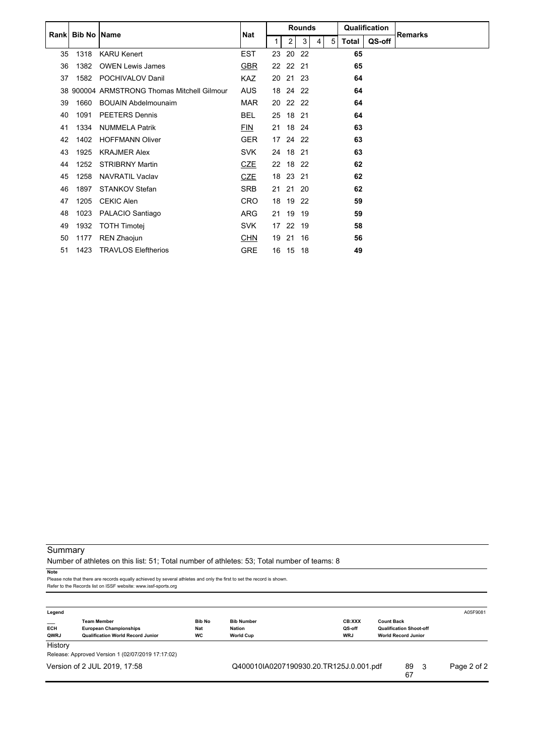| Rank | Bib No | Name | Nat | Rounds | | | | | Qualification | | Remarks |
|---|---|---|---|---|---|---|---|---|---|---|---|
| | | | | 1 | 2 | 3 | 4 | 5 | Total | QS-off | |
| 35 | 1318 | KARU Kenert | EST | 23 | 20 | 22 | | | 65 | | |
| 36 | 1382 | OWEN Lewis James | GBR | 22 | 22 | 21 | | | 65 | | |
| 37 | 1582 | POCHIVALOV Danil | KAZ | 20 | 21 | 23 | | | 64 | | |
| 38 | 900004 | ARMSTRONG Thomas Mitchell Gilmour | AUS | 18 | 24 | 22 | | | 64 | | |
| 39 | 1660 | BOUAIN Abdelmounaim | MAR | 20 | 22 | 22 | | | 64 | | |
| 40 | 1091 | PEETERS Dennis | BEL | 25 | 18 | 21 | | | 64 | | |
| 41 | 1334 | NUMMELA Patrik | FIN | 21 | 18 | 24 | | | 63 | | |
| 42 | 1402 | HOFFMANN Oliver | GER | 17 | 24 | 22 | | | 63 | | |
| 43 | 1925 | KRAJMER Alex | SVK | 24 | 18 | 21 | | | 63 | | |
| 44 | 1252 | STRIBRNY Martin | CZE | 22 | 18 | 22 | | | 62 | | |
| 45 | 1258 | NAVRATIL Vaclav | CZE | 18 | 23 | 21 | | | 62 | | |
| 46 | 1897 | STANKOV Stefan | SRB | 21 | 21 | 20 | | | 62 | | |
| 47 | 1205 | CEKIC Alen | CRO | 18 | 19 | 22 | | | 59 | | |
| 48 | 1023 | PALACIO Santiago | ARG | 21 | 19 | 19 | | | 59 | | |
| 49 | 1932 | TOTH Timotej | SVK | 17 | 22 | 19 | | | 58 | | |
| 50 | 1177 | REN Zhaojun | CHN | 19 | 21 | 16 | | | 56 | | |
| 51 | 1423 | TRAVLOS Eleftherios | GRE | 16 | 15 | 18 | | | 49 | | |

## Summary

Number of athletes on this list: 51; Total number of athletes: 53; Total number of teams: 8

**Note**

Please note that there are records equally achieved by several athletes and only the first to set the record is shown.
Refer to the Records list on ISSF website: www.issf-sports.org

**Legend**

A05F9081

| | | | | | | |
|---|---|---|---|---|---|---|
| ___ | Team Member | Bib No | Bib Number | CB:XXX | Count Back |
| ECH | European Championships | Nat | Nation | QS-off | Qualification Shoot-off |
| QWRJ | Qualification World Record Junior | WC | World Cup | WRJ | World Record Junior |

History

Release: Approved Version 1 (02/07/2019 17:17:02)

Version of 2 JUL 2019, 17:58

Q400010IA0207190930.20.TR125J.0.001.pdf

89 67 3